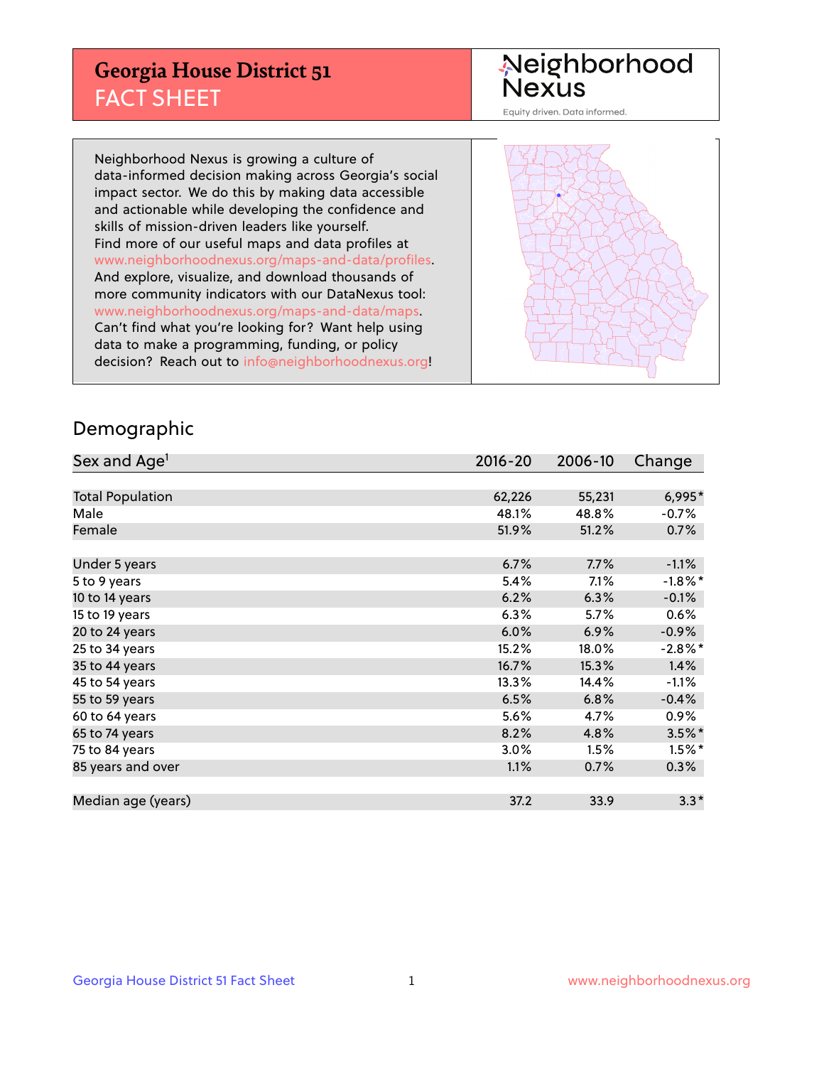# Georgia House District 51
## FACT SHEET

Neighborhood Nexus

Equity driven. Data informed.

Neighborhood Nexus is growing a culture of data-informed decision making across Georgia's social impact sector. We do this by making data accessible and actionable while developing the confidence and skills of mission-driven leaders like yourself. Find more of our useful maps and data profiles at www.neighborhoodnexus.org/maps-and-data/profiles. And explore, visualize, and download thousands of more community indicators with our DataNexus tool: www.neighborhoodnexus.org/maps-and-data/maps. Can't find what you're looking for? Want help using data to make a programming, funding, or policy decision? Reach out to info@neighborhoodnexus.org!

## Demographic

| Sex and Age[1] | 2016-20 | 2006-10 | Change |
|---|---|---|---|
| Total Population | 62,226 | 55,231 | 6,995* |
| Male | 48.1% | 48.8% | -0.7% |
| Female | 51.9% | 51.2% | 0.7% |
| | | | |
| Under 5 years | 6.7% | 7.7% | -1.1% |
| 5 to 9 years | 5.4% | 7.1% | -1.8%* |
| 10 to 14 years | 6.2% | 6.3% | -0.1% |
| 15 to 19 years | 6.3% | 5.7% | 0.6% |
| 20 to 24 years | 6.0% | 6.9% | -0.9% |
| 25 to 34 years | 15.2% | 18.0% | -2.8%* |
| 35 to 44 years | 16.7% | 15.3% | 1.4% |
| 45 to 54 years | 13.3% | 14.4% | -1.1% |
| 55 to 59 years | 6.5% | 6.8% | -0.4% |
| 60 to 64 years | 5.6% | 4.7% | 0.9% |
| 65 to 74 years | 8.2% | 4.8% | 3.5%* |
| 75 to 84 years | 3.0% | 1.5% | 1.5%* |
| 85 years and over | 1.1% | 0.7% | 0.3% |
| | | | |
| Median age (years) | 37.2 | 33.9 | 3.3* |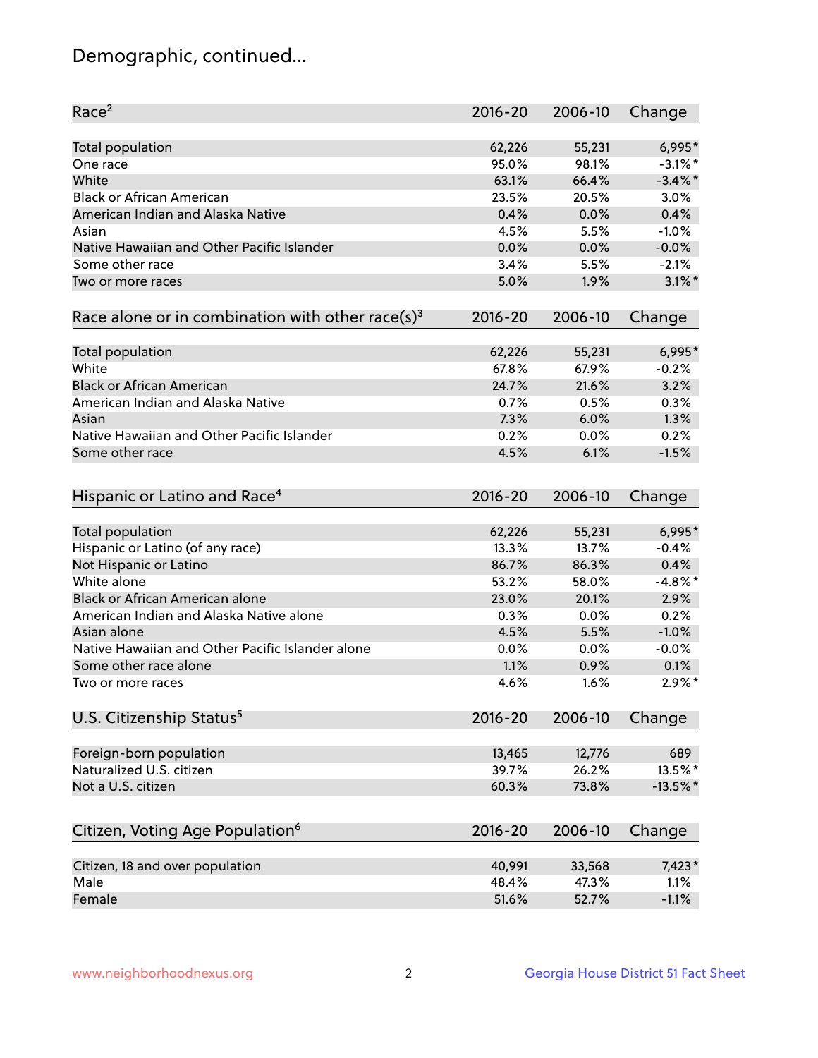# Demographic, continued...

| Race[2] | 2016-20 | 2006-10 | Change |
|---|---|---|---|
| Total population | 62,226 | 55,231 | 6,995* |
| One race | 95.0% | 98.1% | -3.1%* |
| White | 63.1% | 66.4% | -3.4%* |
| Black or African American | 23.5% | 20.5% | 3.0% |
| American Indian and Alaska Native | 0.4% | 0.0% | 0.4% |
| Asian | 4.5% | 5.5% | -1.0% |
| Native Hawaiian and Other Pacific Islander | 0.0% | 0.0% | -0.0% |
| Some other race | 3.4% | 5.5% | -2.1% |
| Two or more races | 5.0% | 1.9% | 3.1%* |

| Race alone or in combination with other race(s)[3] | 2016-20 | 2006-10 | Change |
|---|---|---|---|
| Total population | 62,226 | 55,231 | 6,995* |
| White | 67.8% | 67.9% | -0.2% |
| Black or African American | 24.7% | 21.6% | 3.2% |
| American Indian and Alaska Native | 0.7% | 0.5% | 0.3% |
| Asian | 7.3% | 6.0% | 1.3% |
| Native Hawaiian and Other Pacific Islander | 0.2% | 0.0% | 0.2% |
| Some other race | 4.5% | 6.1% | -1.5% |

| Hispanic or Latino and Race[4] | 2016-20 | 2006-10 | Change |
|---|---|---|---|
| Total population | 62,226 | 55,231 | 6,995* |
| Hispanic or Latino (of any race) | 13.3% | 13.7% | -0.4% |
| Not Hispanic or Latino | 86.7% | 86.3% | 0.4% |
| White alone | 53.2% | 58.0% | -4.8%* |
| Black or African American alone | 23.0% | 20.1% | 2.9% |
| American Indian and Alaska Native alone | 0.3% | 0.0% | 0.2% |
| Asian alone | 4.5% | 5.5% | -1.0% |
| Native Hawaiian and Other Pacific Islander alone | 0.0% | 0.0% | -0.0% |
| Some other race alone | 1.1% | 0.9% | 0.1% |
| Two or more races | 4.6% | 1.6% | 2.9%* |

| U.S. Citizenship Status[5] | 2016-20 | 2006-10 | Change |
|---|---|---|---|
| Foreign-born population | 13,465 | 12,776 | 689 |
| Naturalized U.S. citizen | 39.7% | 26.2% | 13.5%* |
| Not a U.S. citizen | 60.3% | 73.8% | -13.5%* |

| Citizen, Voting Age Population[6] | 2016-20 | 2006-10 | Change |
|---|---|---|---|
| Citizen, 18 and over population | 40,991 | 33,568 | 7,423* |
| Male | 48.4% | 47.3% | 1.1% |
| Female | 51.6% | 52.7% | -1.1% |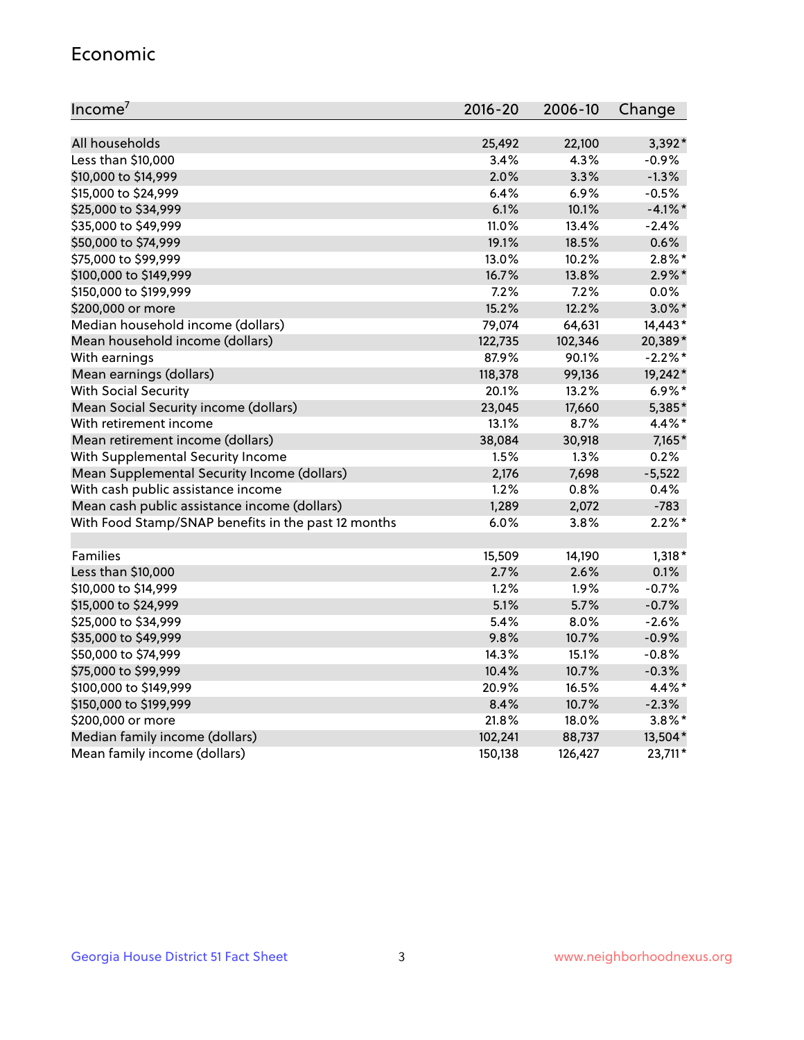## Economic

| Income[7] | 2016-20 | 2006-10 | Change |
|---|---|---|---|
| All households | 25,492 | 22,100 | 3,392* |
| Less than $10,000 | 3.4% | 4.3% | -0.9% |
| $10,000 to $14,999 | 2.0% | 3.3% | -1.3% |
| $15,000 to $24,999 | 6.4% | 6.9% | -0.5% |
| $25,000 to $34,999 | 6.1% | 10.1% | -4.1%* |
| $35,000 to $49,999 | 11.0% | 13.4% | -2.4% |
| $50,000 to $74,999 | 19.1% | 18.5% | 0.6% |
| $75,000 to $99,999 | 13.0% | 10.2% | 2.8%* |
| $100,000 to $149,999 | 16.7% | 13.8% | 2.9%* |
| $150,000 to $199,999 | 7.2% | 7.2% | 0.0% |
| $200,000 or more | 15.2% | 12.2% | 3.0%* |
| Median household income (dollars) | 79,074 | 64,631 | 14,443* |
| Mean household income (dollars) | 122,735 | 102,346 | 20,389* |
| With earnings | 87.9% | 90.1% | -2.2%* |
| Mean earnings (dollars) | 118,378 | 99,136 | 19,242* |
| With Social Security | 20.1% | 13.2% | 6.9%* |
| Mean Social Security income (dollars) | 23,045 | 17,660 | 5,385* |
| With retirement income | 13.1% | 8.7% | 4.4%* |
| Mean retirement income (dollars) | 38,084 | 30,918 | 7,165* |
| With Supplemental Security Income | 1.5% | 1.3% | 0.2% |
| Mean Supplemental Security Income (dollars) | 2,176 | 7,698 | -5,522 |
| With cash public assistance income | 1.2% | 0.8% | 0.4% |
| Mean cash public assistance income (dollars) | 1,289 | 2,072 | -783 |
| With Food Stamp/SNAP benefits in the past 12 months | 6.0% | 3.8% | 2.2%* |
| | | | |
| Families | 15,509 | 14,190 | 1,318* |
| Less than $10,000 | 2.7% | 2.6% | 0.1% |
| $10,000 to $14,999 | 1.2% | 1.9% | -0.7% |
| $15,000 to $24,999 | 5.1% | 5.7% | -0.7% |
| $25,000 to $34,999 | 5.4% | 8.0% | -2.6% |
| $35,000 to $49,999 | 9.8% | 10.7% | -0.9% |
| $50,000 to $74,999 | 14.3% | 15.1% | -0.8% |
| $75,000 to $99,999 | 10.4% | 10.7% | -0.3% |
| $100,000 to $149,999 | 20.9% | 16.5% | 4.4%* |
| $150,000 to $199,999 | 8.4% | 10.7% | -2.3% |
| $200,000 or more | 21.8% | 18.0% | 3.8%* |
| Median family income (dollars) | 102,241 | 88,737 | 13,504* |
| Mean family income (dollars) | 150,138 | 126,427 | 23,711* |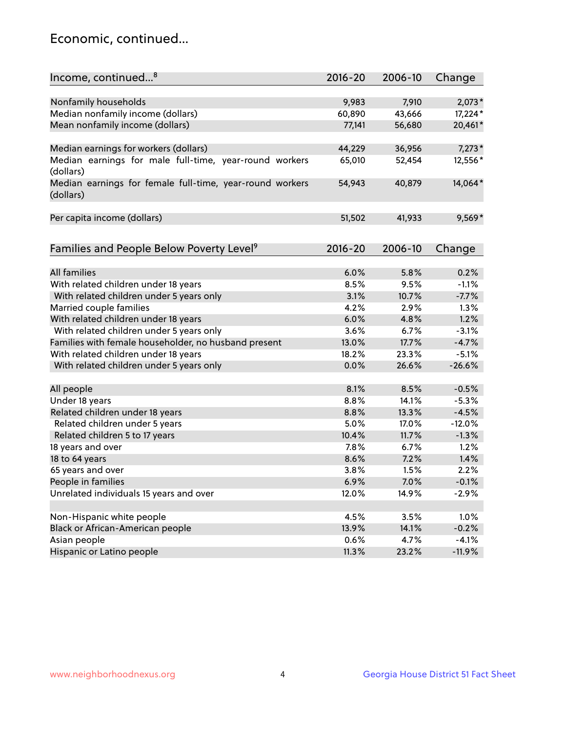# Economic, continued...

| Income, continued...[8] | 2016-20 | 2006-10 | Change |
|---|---|---|---|
| Nonfamily households | 9,983 | 7,910 | 2,073* |
| Median nonfamily income (dollars) | 60,890 | 43,666 | 17,224* |
| Mean nonfamily income (dollars) | 77,141 | 56,680 | 20,461* |
| Median earnings for workers (dollars) | 44,229 | 36,956 | 7,273* |
| Median earnings for male full-time, year-round workers (dollars) | 65,010 | 52,454 | 12,556* |
| Median earnings for female full-time, year-round workers (dollars) | 54,943 | 40,879 | 14,064* |
| Per capita income (dollars) | 51,502 | 41,933 | 9,569* |

| Families and People Below Poverty Level[9] | 2016-20 | 2006-10 | Change |
|---|---|---|---|
| All families | 6.0% | 5.8% | 0.2% |
| With related children under 18 years | 8.5% | 9.5% | -1.1% |
| With related children under 5 years only | 3.1% | 10.7% | -7.7% |
| Married couple families | 4.2% | 2.9% | 1.3% |
| With related children under 18 years | 6.0% | 4.8% | 1.2% |
| With related children under 5 years only | 3.6% | 6.7% | -3.1% |
| Families with female householder, no husband present | 13.0% | 17.7% | -4.7% |
| With related children under 18 years | 18.2% | 23.3% | -5.1% |
| With related children under 5 years only | 0.0% | 26.6% | -26.6% |
| All people | 8.1% | 8.5% | -0.5% |
| Under 18 years | 8.8% | 14.1% | -5.3% |
| Related children under 18 years | 8.8% | 13.3% | -4.5% |
| Related children under 5 years | 5.0% | 17.0% | -12.0% |
| Related children 5 to 17 years | 10.4% | 11.7% | -1.3% |
| 18 years and over | 7.8% | 6.7% | 1.2% |
| 18 to 64 years | 8.6% | 7.2% | 1.4% |
| 65 years and over | 3.8% | 1.5% | 2.2% |
| People in families | 6.9% | 7.0% | -0.1% |
| Unrelated individuals 15 years and over | 12.0% | 14.9% | -2.9% |
| Non-Hispanic white people | 4.5% | 3.5% | 1.0% |
| Black or African-American people | 13.9% | 14.1% | -0.2% |
| Asian people | 0.6% | 4.7% | -4.1% |
| Hispanic or Latino people | 11.3% | 23.2% | -11.9% |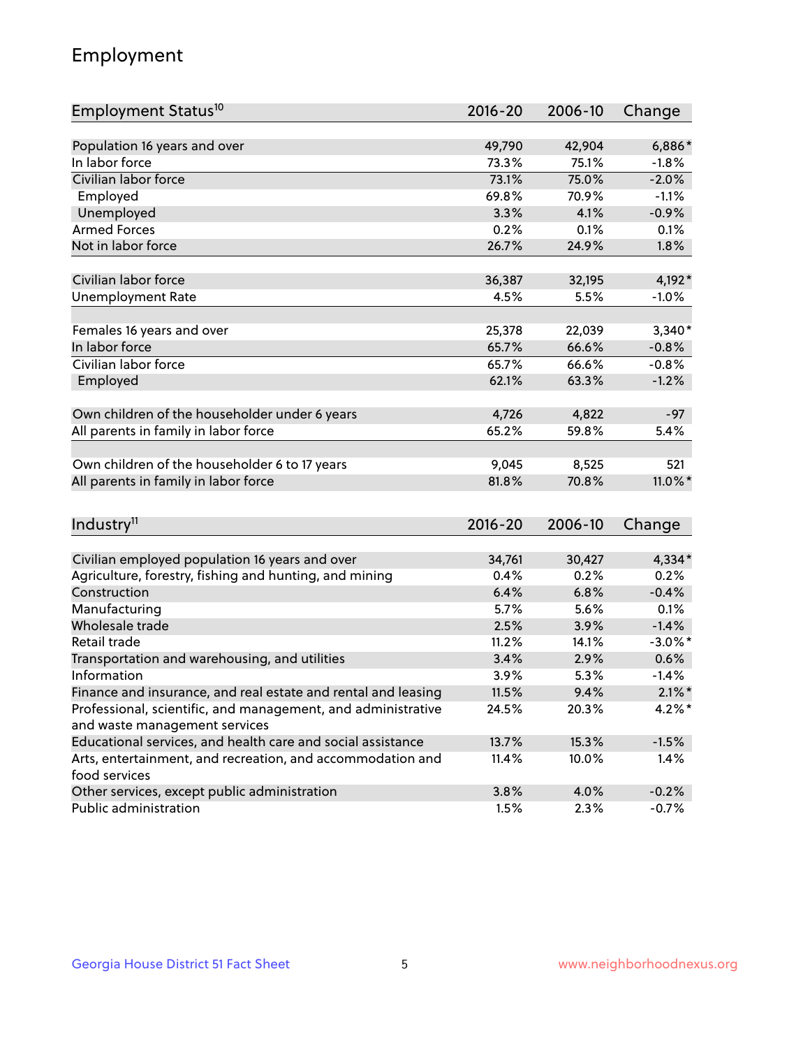# Employment

| Employment Status[10] | 2016-20 | 2006-10 | Change |
|---|---|---|---|
| Population 16 years and over | 49,790 | 42,904 | 6,886* |
| In labor force | 73.3% | 75.1% | -1.8% |
| Civilian labor force | 73.1% | 75.0% | -2.0% |
| Employed | 69.8% | 70.9% | -1.1% |
| Unemployed | 3.3% | 4.1% | -0.9% |
| Armed Forces | 0.2% | 0.1% | 0.1% |
| Not in labor force | 26.7% | 24.9% | 1.8% |
| | | | |
| Civilian labor force | 36,387 | 32,195 | 4,192* |
| Unemployment Rate | 4.5% | 5.5% | -1.0% |
| | | | |
| Females 16 years and over | 25,378 | 22,039 | 3,340* |
| In labor force | 65.7% | 66.6% | -0.8% |
| Civilian labor force | 65.7% | 66.6% | -0.8% |
| Employed | 62.1% | 63.3% | -1.2% |
| | | | |
| Own children of the householder under 6 years | 4,726 | 4,822 | -97 |
| All parents in family in labor force | 65.2% | 59.8% | 5.4% |
| | | | |
| Own children of the householder 6 to 17 years | 9,045 | 8,525 | 521 |
| All parents in family in labor force | 81.8% | 70.8% | 11.0%* |

| Industry[11] | 2016-20 | 2006-10 | Change |
|---|---|---|---|
| Civilian employed population 16 years and over | 34,761 | 30,427 | 4,334* |
| Agriculture, forestry, fishing and hunting, and mining | 0.4% | 0.2% | 0.2% |
| Construction | 6.4% | 6.8% | -0.4% |
| Manufacturing | 5.7% | 5.6% | 0.1% |
| Wholesale trade | 2.5% | 3.9% | -1.4% |
| Retail trade | 11.2% | 14.1% | -3.0%* |
| Transportation and warehousing, and utilities | 3.4% | 2.9% | 0.6% |
| Information | 3.9% | 5.3% | -1.4% |
| Finance and insurance, and real estate and rental and leasing | 11.5% | 9.4% | 2.1%* |
| Professional, scientific, and management, and administrative and waste management services | 24.5% | 20.3% | 4.2%* |
| Educational services, and health care and social assistance | 13.7% | 15.3% | -1.5% |
| Arts, entertainment, and recreation, and accommodation and food services | 11.4% | 10.0% | 1.4% |
| Other services, except public administration | 3.8% | 4.0% | -0.2% |
| Public administration | 1.5% | 2.3% | -0.7% |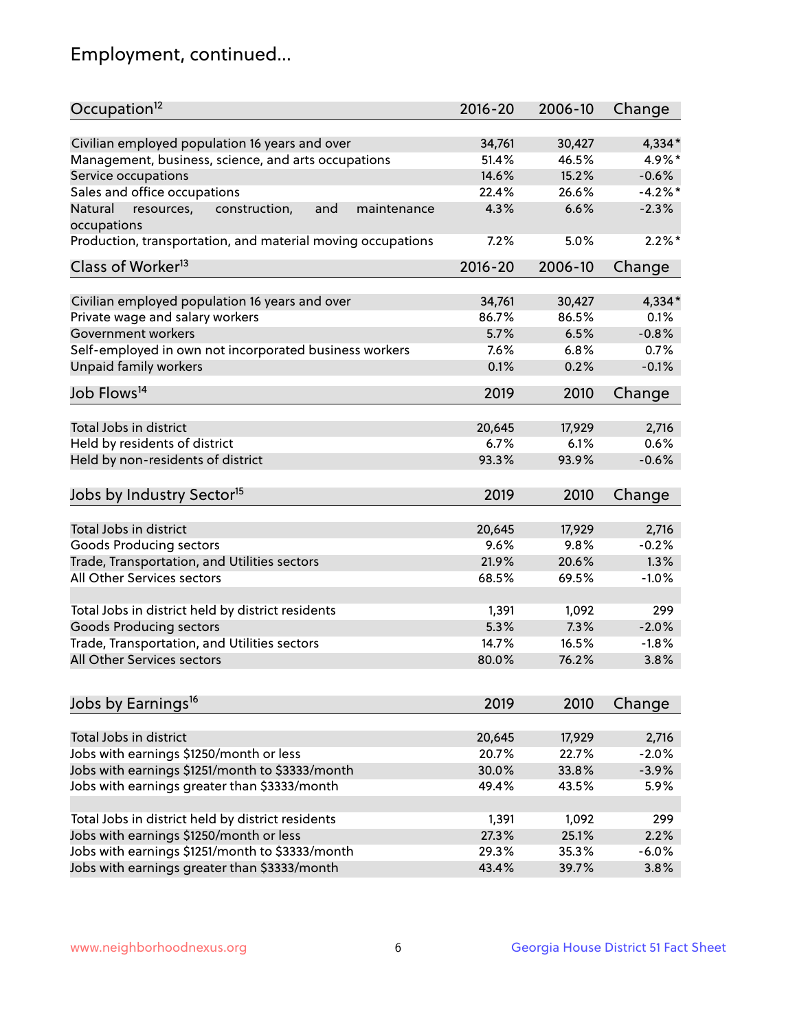# Employment, continued...

| Occupation[12] | 2016-20 | 2006-10 | Change |
|---|---|---|---|
| Civilian employed population 16 years and over | 34,761 | 30,427 | 4,334* |
| Management, business, science, and arts occupations | 51.4% | 46.5% | 4.9%* |
| Service occupations | 14.6% | 15.2% | -0.6% |
| Sales and office occupations | 22.4% | 26.6% | -4.2%* |
| Natural resources, construction, and maintenance occupations | 4.3% | 6.6% | -2.3% |
| Production, transportation, and material moving occupations | 7.2% | 5.0% | 2.2%* |

| Class of Worker[13] | 2016-20 | 2006-10 | Change |
|---|---|---|---|
| Civilian employed population 16 years and over | 34,761 | 30,427 | 4,334* |
| Private wage and salary workers | 86.7% | 86.5% | 0.1% |
| Government workers | 5.7% | 6.5% | -0.8% |
| Self-employed in own not incorporated business workers | 7.6% | 6.8% | 0.7% |
| Unpaid family workers | 0.1% | 0.2% | -0.1% |

| Job Flows[14] | 2019 | 2010 | Change |
|---|---|---|---|
| Total Jobs in district | 20,645 | 17,929 | 2,716 |
| Held by residents of district | 6.7% | 6.1% | 0.6% |
| Held by non-residents of district | 93.3% | 93.9% | -0.6% |

| Jobs by Industry Sector[15] | 2019 | 2010 | Change |
|---|---|---|---|
| Total Jobs in district | 20,645 | 17,929 | 2,716 |
| Goods Producing sectors | 9.6% | 9.8% | -0.2% |
| Trade, Transportation, and Utilities sectors | 21.9% | 20.6% | 1.3% |
| All Other Services sectors | 68.5% | 69.5% | -1.0% |
| | | | |
| Total Jobs in district held by district residents | 1,391 | 1,092 | 299 |
| Goods Producing sectors | 5.3% | 7.3% | -2.0% |
| Trade, Transportation, and Utilities sectors | 14.7% | 16.5% | -1.8% |
| All Other Services sectors | 80.0% | 76.2% | 3.8% |

| Jobs by Earnings[16] | 2019 | 2010 | Change |
|---|---|---|---|
| Total Jobs in district | 20,645 | 17,929 | 2,716 |
| Jobs with earnings $1250/month or less | 20.7% | 22.7% | -2.0% |
| Jobs with earnings $1251/month to $3333/month | 30.0% | 33.8% | -3.9% |
| Jobs with earnings greater than $3333/month | 49.4% | 43.5% | 5.9% |
| | | | |
| Total Jobs in district held by district residents | 1,391 | 1,092 | 299 |
| Jobs with earnings $1250/month or less | 27.3% | 25.1% | 2.2% |
| Jobs with earnings $1251/month to $3333/month | 29.3% | 35.3% | -6.0% |
| Jobs with earnings greater than $3333/month | 43.4% | 39.7% | 3.8% |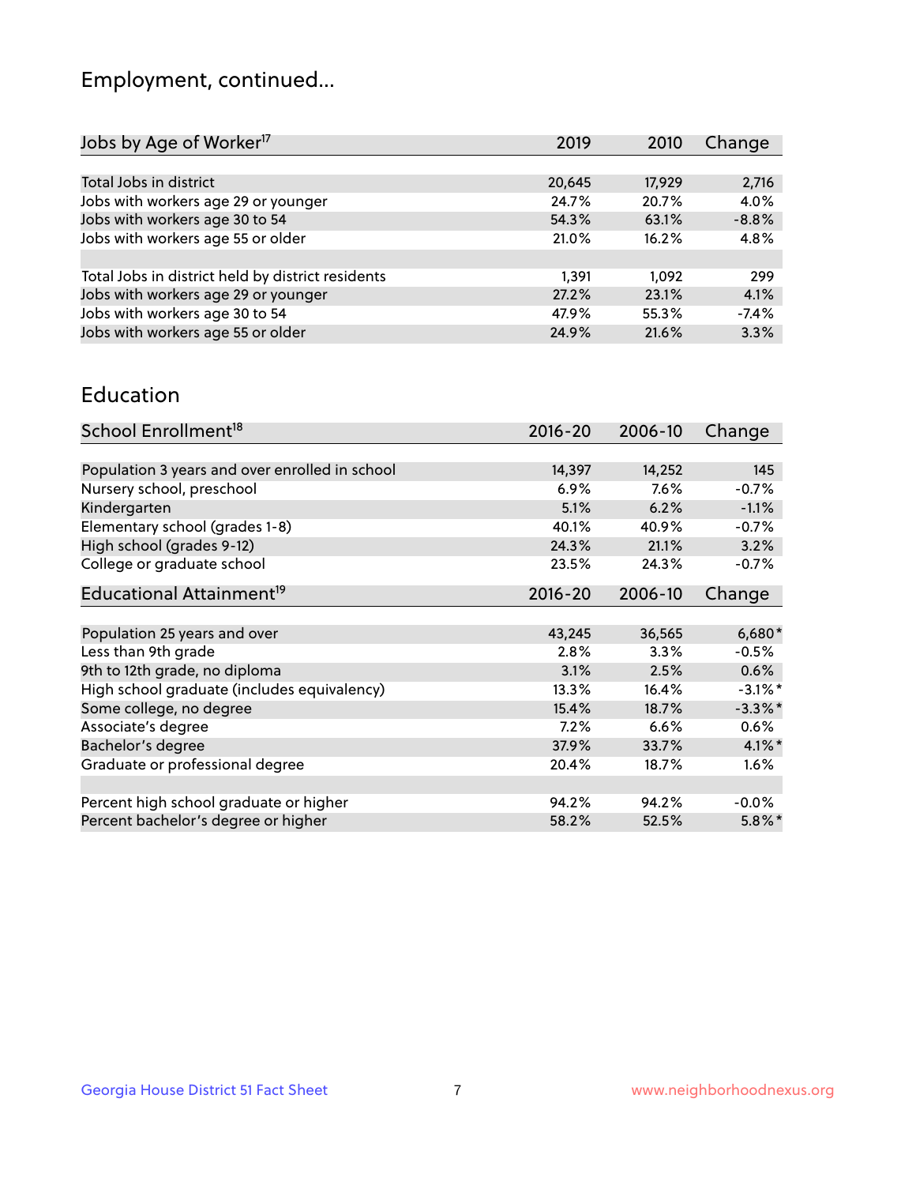# Employment, continued...

| Jobs by Age of Worker[17] | 2019 | 2010 | Change |
|---|---|---|---|
| Total Jobs in district | 20,645 | 17,929 | 2,716 |
| Jobs with workers age 29 or younger | 24.7% | 20.7% | 4.0% |
| Jobs with workers age 30 to 54 | 54.3% | 63.1% | -8.8% |
| Jobs with workers age 55 or older | 21.0% | 16.2% | 4.8% |
| | | | |
| Total Jobs in district held by district residents | 1,391 | 1,092 | 299 |
| Jobs with workers age 29 or younger | 27.2% | 23.1% | 4.1% |
| Jobs with workers age 30 to 54 | 47.9% | 55.3% | -7.4% |
| Jobs with workers age 55 or older | 24.9% | 21.6% | 3.3% |

## Education

| School Enrollment[18] | 2016-20 | 2006-10 | Change |
|---|---|---|---|
| Population 3 years and over enrolled in school | 14,397 | 14,252 | 145 |
| Nursery school, preschool | 6.9% | 7.6% | -0.7% |
| Kindergarten | 5.1% | 6.2% | -1.1% |
| Elementary school (grades 1-8) | 40.1% | 40.9% | -0.7% |
| High school (grades 9-12) | 24.3% | 21.1% | 3.2% |
| College or graduate school | 23.5% | 24.3% | -0.7% |

| Educational Attainment[19] | 2016-20 | 2006-10 | Change |
|---|---|---|---|
| Population 25 years and over | 43,245 | 36,565 | 6,680* |
| Less than 9th grade | 2.8% | 3.3% | -0.5% |
| 9th to 12th grade, no diploma | 3.1% | 2.5% | 0.6% |
| High school graduate (includes equivalency) | 13.3% | 16.4% | -3.1%* |
| Some college, no degree | 15.4% | 18.7% | -3.3%* |
| Associate's degree | 7.2% | 6.6% | 0.6% |
| Bachelor's degree | 37.9% | 33.7% | 4.1%* |
| Graduate or professional degree | 20.4% | 18.7% | 1.6% |
| | | | |
| Percent high school graduate or higher | 94.2% | 94.2% | -0.0% |
| Percent bachelor's degree or higher | 58.2% | 52.5% | 5.8%* |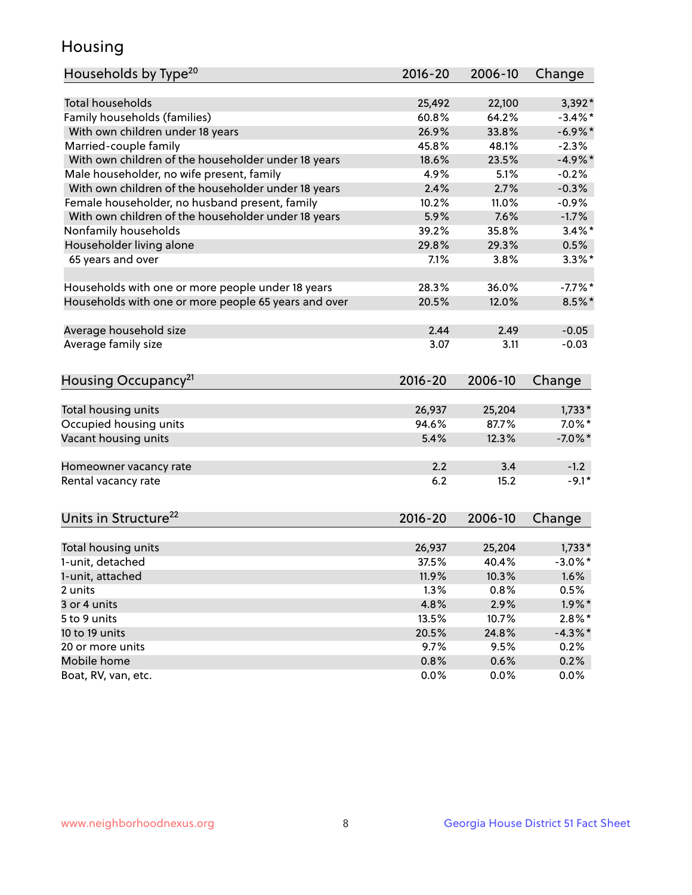# Housing

| Households by Type[20] | 2016-20 | 2006-10 | Change |
|---|---|---|---|
| Total households | 25,492 | 22,100 | 3,392* |
| Family households (families) | 60.8% | 64.2% | -3.4%* |
| With own children under 18 years | 26.9% | 33.8% | -6.9%* |
| Married-couple family | 45.8% | 48.1% | -2.3% |
| With own children of the householder under 18 years | 18.6% | 23.5% | -4.9%* |
| Male householder, no wife present, family | 4.9% | 5.1% | -0.2% |
| With own children of the householder under 18 years | 2.4% | 2.7% | -0.3% |
| Female householder, no husband present, family | 10.2% | 11.0% | -0.9% |
| With own children of the householder under 18 years | 5.9% | 7.6% | -1.7% |
| Nonfamily households | 39.2% | 35.8% | 3.4%* |
| Householder living alone | 29.8% | 29.3% | 0.5% |
| 65 years and over | 7.1% | 3.8% | 3.3%* |
| | | | |
| Households with one or more people under 18 years | 28.3% | 36.0% | -7.7%* |
| Households with one or more people 65 years and over | 20.5% | 12.0% | 8.5%* |
| | | | |
| Average household size | 2.44 | 2.49 | -0.05 |
| Average family size | 3.07 | 3.11 | -0.03 |

| Housing Occupancy[21] | 2016-20 | 2006-10 | Change |
|---|---|---|---|
| Total housing units | 26,937 | 25,204 | 1,733* |
| Occupied housing units | 94.6% | 87.7% | 7.0%* |
| Vacant housing units | 5.4% | 12.3% | -7.0%* |
| | | | |
| Homeowner vacancy rate | 2.2 | 3.4 | -1.2 |
| Rental vacancy rate | 6.2 | 15.2 | -9.1* |

| Units in Structure[22] | 2016-20 | 2006-10 | Change |
|---|---|---|---|
| Total housing units | 26,937 | 25,204 | 1,733* |
| 1-unit, detached | 37.5% | 40.4% | -3.0%* |
| 1-unit, attached | 11.9% | 10.3% | 1.6% |
| 2 units | 1.3% | 0.8% | 0.5% |
| 3 or 4 units | 4.8% | 2.9% | 1.9%* |
| 5 to 9 units | 13.5% | 10.7% | 2.8%* |
| 10 to 19 units | 20.5% | 24.8% | -4.3%* |
| 20 or more units | 9.7% | 9.5% | 0.2% |
| Mobile home | 0.8% | 0.6% | 0.2% |
| Boat, RV, van, etc. | 0.0% | 0.0% | 0.0% |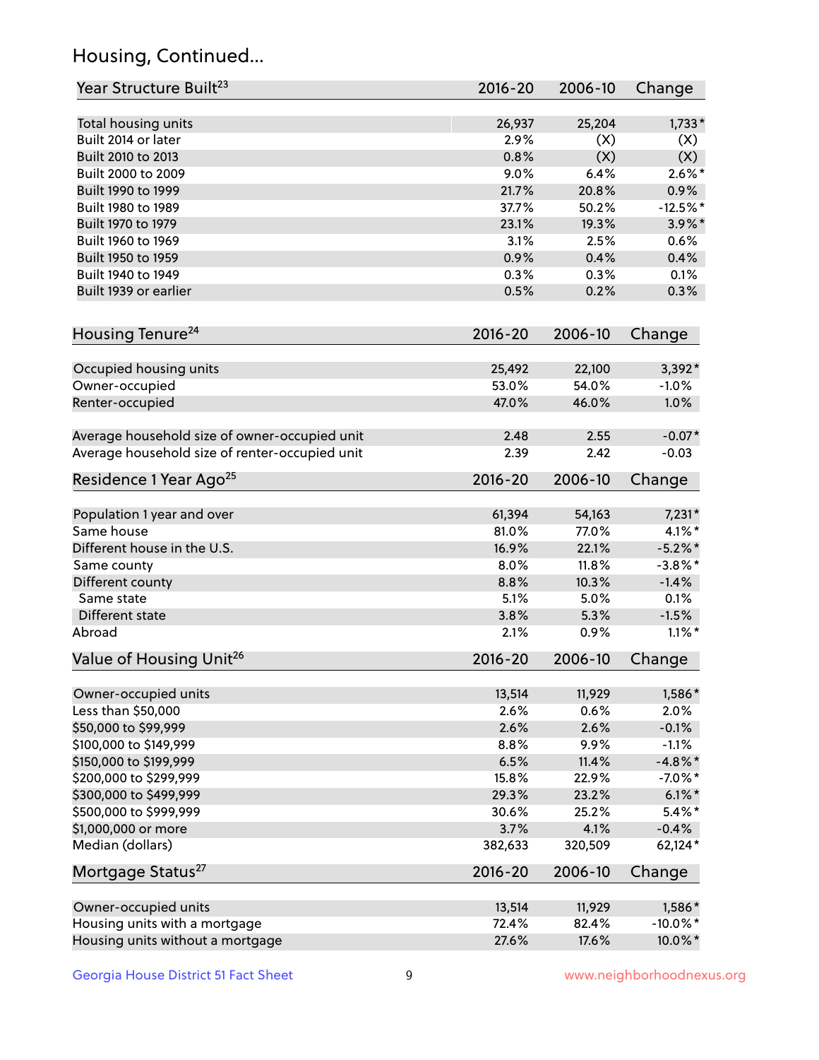# Housing, Continued...

| Year Structure Built[23] | 2016-20 | 2006-10 | Change |
|---|---|---|---|
| Total housing units | 26,937 | 25,204 | 1,733* |
| Built 2014 or later | 2.9% | (X) | (X) |
| Built 2010 to 2013 | 0.8% | (X) | (X) |
| Built 2000 to 2009 | 9.0% | 6.4% | 2.6%* |
| Built 1990 to 1999 | 21.7% | 20.8% | 0.9% |
| Built 1980 to 1989 | 37.7% | 50.2% | -12.5%* |
| Built 1970 to 1979 | 23.1% | 19.3% | 3.9%* |
| Built 1960 to 1969 | 3.1% | 2.5% | 0.6% |
| Built 1950 to 1959 | 0.9% | 0.4% | 0.4% |
| Built 1940 to 1949 | 0.3% | 0.3% | 0.1% |
| Built 1939 or earlier | 0.5% | 0.2% | 0.3% |

| Housing Tenure[24] | 2016-20 | 2006-10 | Change |
|---|---|---|---|
| Occupied housing units | 25,492 | 22,100 | 3,392* |
| Owner-occupied | 53.0% | 54.0% | -1.0% |
| Renter-occupied | 47.0% | 46.0% | 1.0% |
| Average household size of owner-occupied unit | 2.48 | 2.55 | -0.07* |
| Average household size of renter-occupied unit | 2.39 | 2.42 | -0.03 |

| Residence 1 Year Ago[25] | 2016-20 | 2006-10 | Change |
|---|---|---|---|
| Population 1 year and over | 61,394 | 54,163 | 7,231* |
| Same house | 81.0% | 77.0% | 4.1%* |
| Different house in the U.S. | 16.9% | 22.1% | -5.2%* |
| Same county | 8.0% | 11.8% | -3.8%* |
| Different county | 8.8% | 10.3% | -1.4% |
| Same state | 5.1% | 5.0% | 0.1% |
| Different state | 3.8% | 5.3% | -1.5% |
| Abroad | 2.1% | 0.9% | 1.1%* |

| Value of Housing Unit[26] | 2016-20 | 2006-10 | Change |
|---|---|---|---|
| Owner-occupied units | 13,514 | 11,929 | 1,586* |
| Less than $50,000 | 2.6% | 0.6% | 2.0% |
| $50,000 to $99,999 | 2.6% | 2.6% | -0.1% |
| $100,000 to $149,999 | 8.8% | 9.9% | -1.1% |
| $150,000 to $199,999 | 6.5% | 11.4% | -4.8%* |
| $200,000 to $299,999 | 15.8% | 22.9% | -7.0%* |
| $300,000 to $499,999 | 29.3% | 23.2% | 6.1%* |
| $500,000 to $999,999 | 30.6% | 25.2% | 5.4%* |
| $1,000,000 or more | 3.7% | 4.1% | -0.4% |
| Median (dollars) | 382,633 | 320,509 | 62,124* |

| Mortgage Status[27] | 2016-20 | 2006-10 | Change |
|---|---|---|---|
| Owner-occupied units | 13,514 | 11,929 | 1,586* |
| Housing units with a mortgage | 72.4% | 82.4% | -10.0%* |
| Housing units without a mortgage | 27.6% | 17.6% | 10.0%* |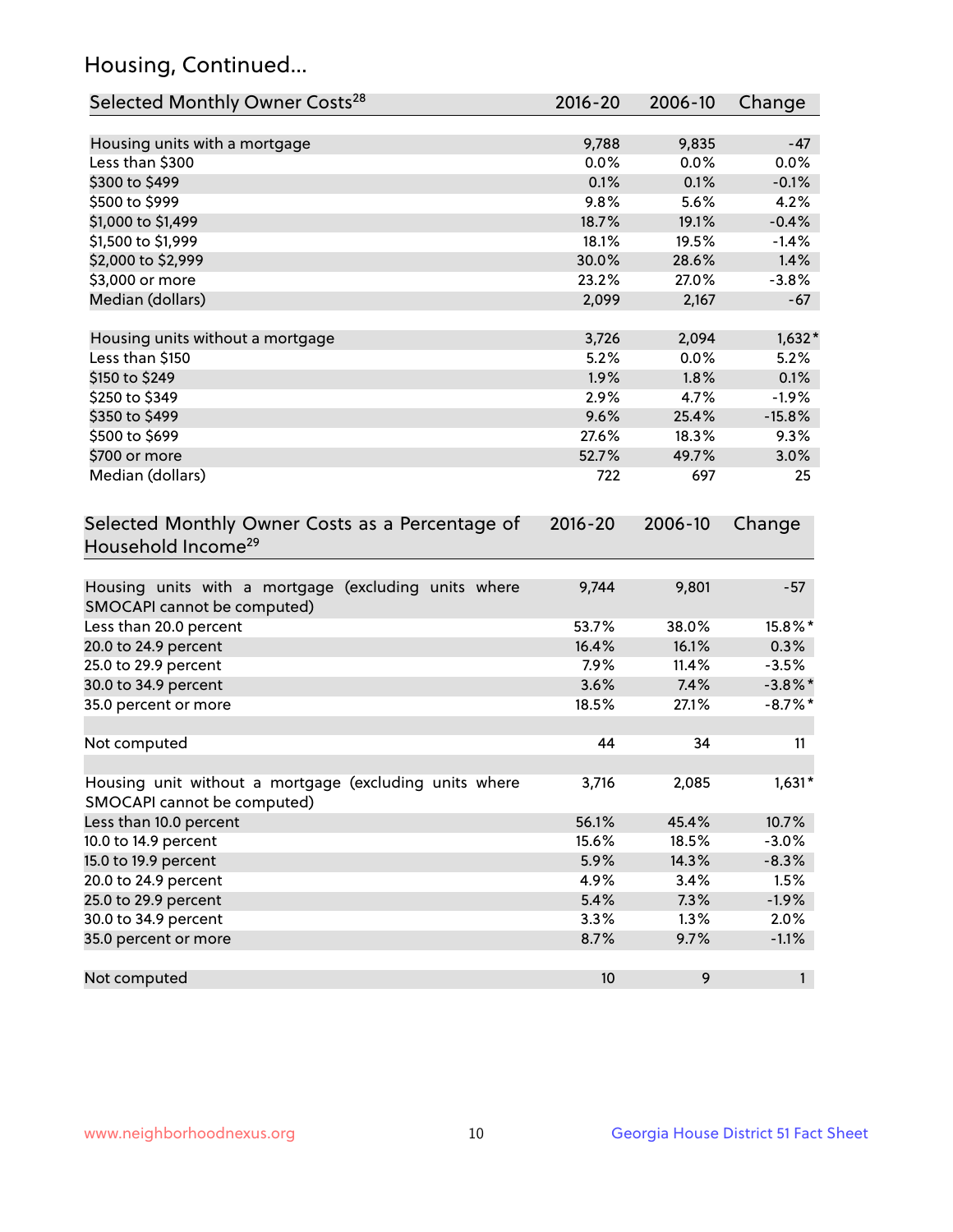## Housing, Continued...

| Selected Monthly Owner Costs[28] | 2016-20 | 2006-10 | Change |
|---|---|---|---|
| Housing units with a mortgage | 9,788 | 9,835 | -47 |
| Less than $300 | 0.0% | 0.0% | 0.0% |
| $300 to $499 | 0.1% | 0.1% | -0.1% |
| $500 to $999 | 9.8% | 5.6% | 4.2% |
| $1,000 to $1,499 | 18.7% | 19.1% | -0.4% |
| $1,500 to $1,999 | 18.1% | 19.5% | -1.4% |
| $2,000 to $2,999 | 30.0% | 28.6% | 1.4% |
| $3,000 or more | 23.2% | 27.0% | -3.8% |
| Median (dollars) | 2,099 | 2,167 | -67 |
| | | | |
| Housing units without a mortgage | 3,726 | 2,094 | 1,632* |
| Less than $150 | 5.2% | 0.0% | 5.2% |
| $150 to $249 | 1.9% | 1.8% | 0.1% |
| $250 to $349 | 2.9% | 4.7% | -1.9% |
| $350 to $499 | 9.6% | 25.4% | -15.8% |
| $500 to $699 | 27.6% | 18.3% | 9.3% |
| $700 or more | 52.7% | 49.7% | 3.0% |
| Median (dollars) | 722 | 697 | 25 |

| Selected Monthly Owner Costs as a Percentage of Household Income[29] | 2016-20 | 2006-10 | Change |
|---|---|---|---|
| Housing units with a mortgage (excluding units where SMOCAPI cannot be computed) | 9,744 | 9,801 | -57 |
| Less than 20.0 percent | 53.7% | 38.0% | 15.8%* |
| 20.0 to 24.9 percent | 16.4% | 16.1% | 0.3% |
| 25.0 to 29.9 percent | 7.9% | 11.4% | -3.5% |
| 30.0 to 34.9 percent | 3.6% | 7.4% | -3.8%* |
| 35.0 percent or more | 18.5% | 27.1% | -8.7%* |
| | | | |
| Not computed | 44 | 34 | 11 |
| | | | |
| Housing unit without a mortgage (excluding units where SMOCAPI cannot be computed) | 3,716 | 2,085 | 1,631* |
| Less than 10.0 percent | 56.1% | 45.4% | 10.7% |
| 10.0 to 14.9 percent | 15.6% | 18.5% | -3.0% |
| 15.0 to 19.9 percent | 5.9% | 14.3% | -8.3% |
| 20.0 to 24.9 percent | 4.9% | 3.4% | 1.5% |
| 25.0 to 29.9 percent | 5.4% | 7.3% | -1.9% |
| 30.0 to 34.9 percent | 3.3% | 1.3% | 2.0% |
| 35.0 percent or more | 8.7% | 9.7% | -1.1% |
| | | | |
| Not computed | 10 | 9 | 1 |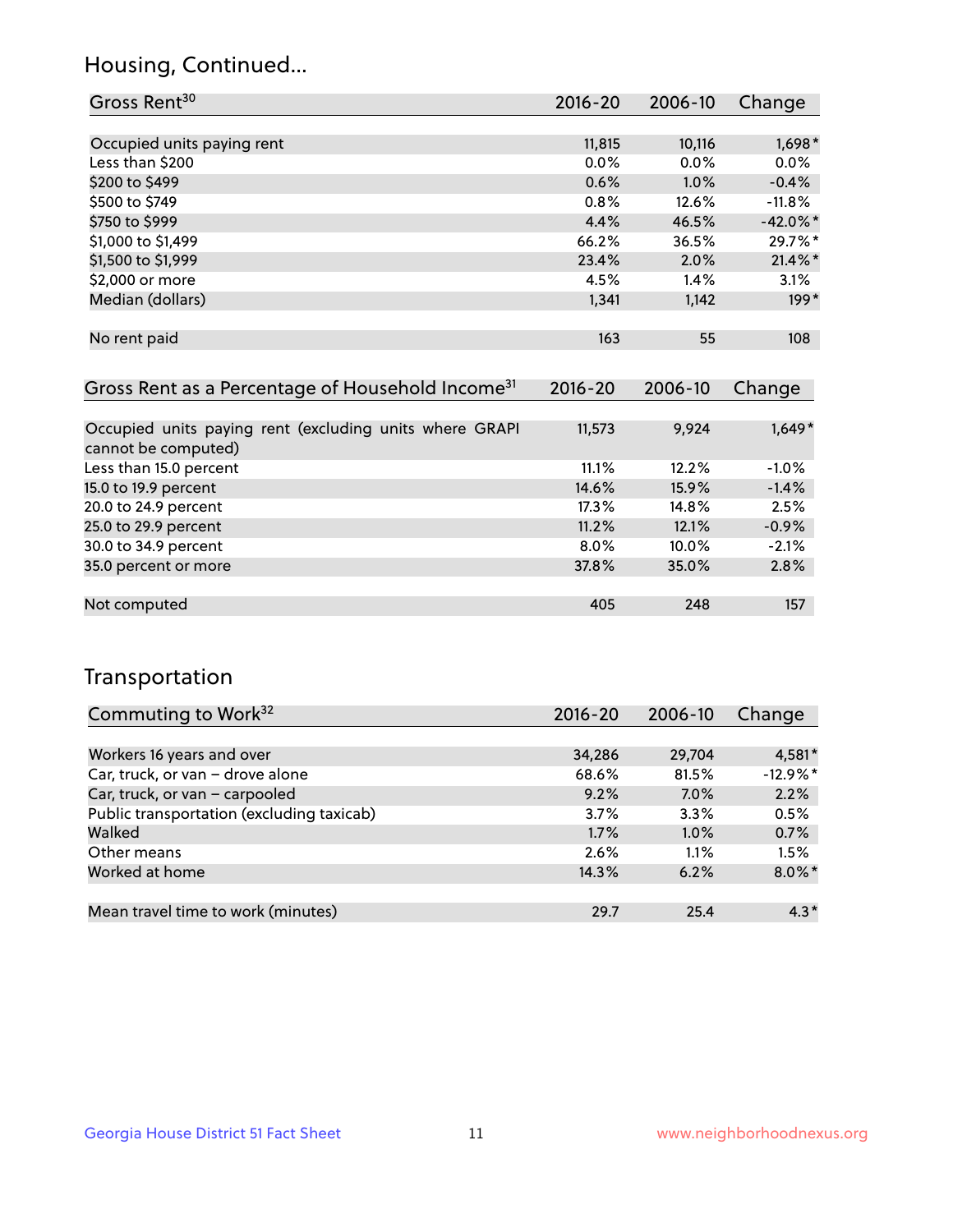## Housing, Continued...

| Gross Rent[30] | 2016-20 | 2006-10 | Change |
|---|---|---|---|
| Occupied units paying rent | 11,815 | 10,116 | 1,698* |
| Less than $200 | 0.0% | 0.0% | 0.0% |
| $200 to $499 | 0.6% | 1.0% | -0.4% |
| $500 to $749 | 0.8% | 12.6% | -11.8% |
| $750 to $999 | 4.4% | 46.5% | -42.0%* |
| $1,000 to $1,499 | 66.2% | 36.5% | 29.7%* |
| $1,500 to $1,999 | 23.4% | 2.0% | 21.4%* |
| $2,000 or more | 4.5% | 1.4% | 3.1% |
| Median (dollars) | 1,341 | 1,142 | 199* |
| No rent paid | 163 | 55 | 108 |

| Gross Rent as a Percentage of Household Income[31] | 2016-20 | 2006-10 | Change |
|---|---|---|---|
| Occupied units paying rent (excluding units where GRAPI cannot be computed) | 11,573 | 9,924 | 1,649* |
| Less than 15.0 percent | 11.1% | 12.2% | -1.0% |
| 15.0 to 19.9 percent | 14.6% | 15.9% | -1.4% |
| 20.0 to 24.9 percent | 17.3% | 14.8% | 2.5% |
| 25.0 to 29.9 percent | 11.2% | 12.1% | -0.9% |
| 30.0 to 34.9 percent | 8.0% | 10.0% | -2.1% |
| 35.0 percent or more | 37.8% | 35.0% | 2.8% |
| Not computed | 405 | 248 | 157 |

## Transportation

| Commuting to Work[32] | 2016-20 | 2006-10 | Change |
|---|---|---|---|
| Workers 16 years and over | 34,286 | 29,704 | 4,581* |
| Car, truck, or van – drove alone | 68.6% | 81.5% | -12.9%* |
| Car, truck, or van – carpooled | 9.2% | 7.0% | 2.2% |
| Public transportation (excluding taxicab) | 3.7% | 3.3% | 0.5% |
| Walked | 1.7% | 1.0% | 0.7% |
| Other means | 2.6% | 1.1% | 1.5% |
| Worked at home | 14.3% | 6.2% | 8.0%* |
| Mean travel time to work (minutes) | 29.7 | 25.4 | 4.3* |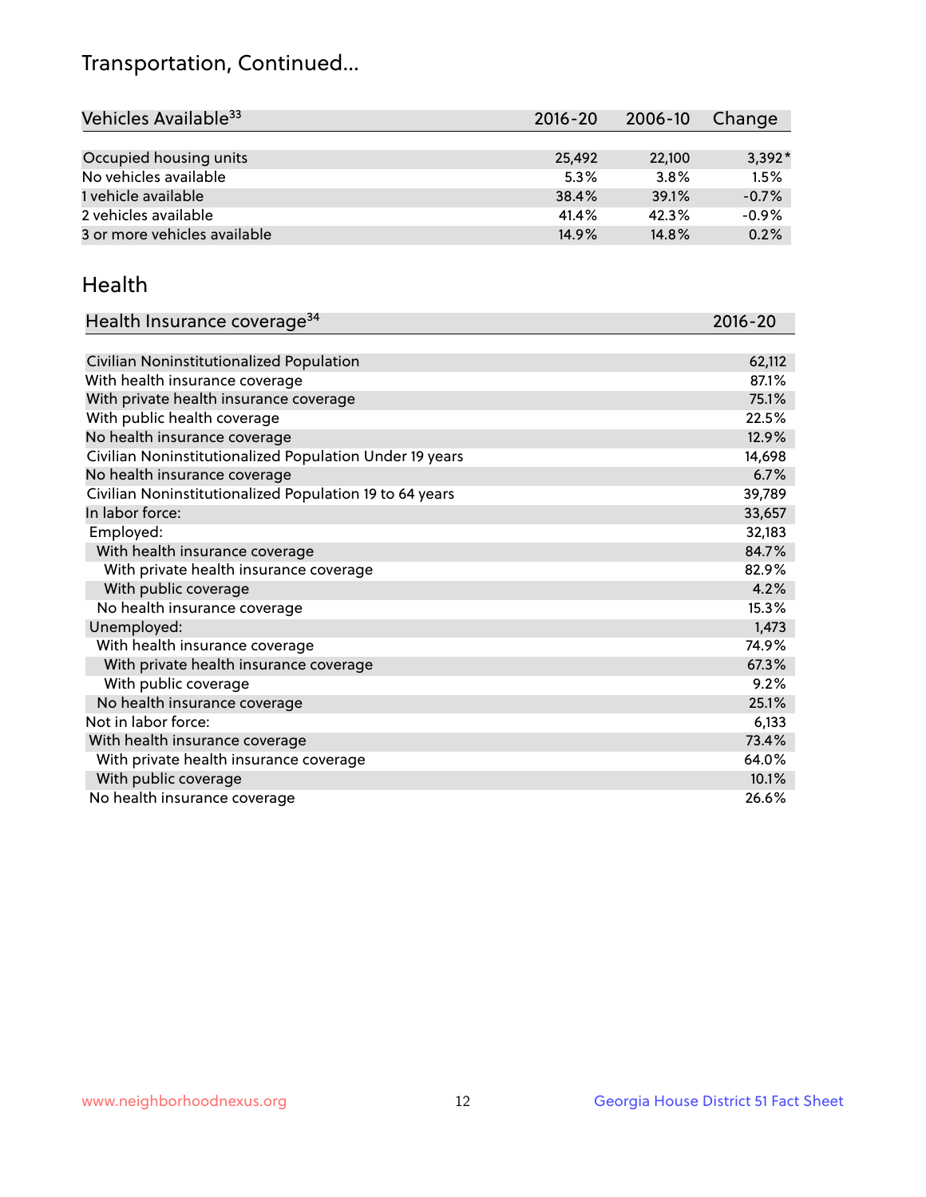## Transportation, Continued...

| Vehicles Available[33] | 2016-20 | 2006-10 | Change |
|---|---|---|---|
| Occupied housing units | 25,492 | 22,100 | 3,392* |
| No vehicles available | 5.3% | 3.8% | 1.5% |
| 1 vehicle available | 38.4% | 39.1% | -0.7% |
| 2 vehicles available | 41.4% | 42.3% | -0.9% |
| 3 or more vehicles available | 14.9% | 14.8% | 0.2% |

## Health

| Health Insurance coverage[34] | 2016-20 |
|---|---|
| Civilian Noninstitutionalized Population | 62,112 |
| With health insurance coverage | 87.1% |
| With private health insurance coverage | 75.1% |
| With public health coverage | 22.5% |
| No health insurance coverage | 12.9% |
| Civilian Noninstitutionalized Population Under 19 years | 14,698 |
| No health insurance coverage | 6.7% |
| Civilian Noninstitutionalized Population 19 to 64 years | 39,789 |
| In labor force: | 33,657 |
| Employed: | 32,183 |
| With health insurance coverage | 84.7% |
| With private health insurance coverage | 82.9% |
| With public coverage | 4.2% |
| No health insurance coverage | 15.3% |
| Unemployed: | 1,473 |
| With health insurance coverage | 74.9% |
| With private health insurance coverage | 67.3% |
| With public coverage | 9.2% |
| No health insurance coverage | 25.1% |
| Not in labor force: | 6,133 |
| With health insurance coverage | 73.4% |
| With private health insurance coverage | 64.0% |
| With public coverage | 10.1% |
| No health insurance coverage | 26.6% |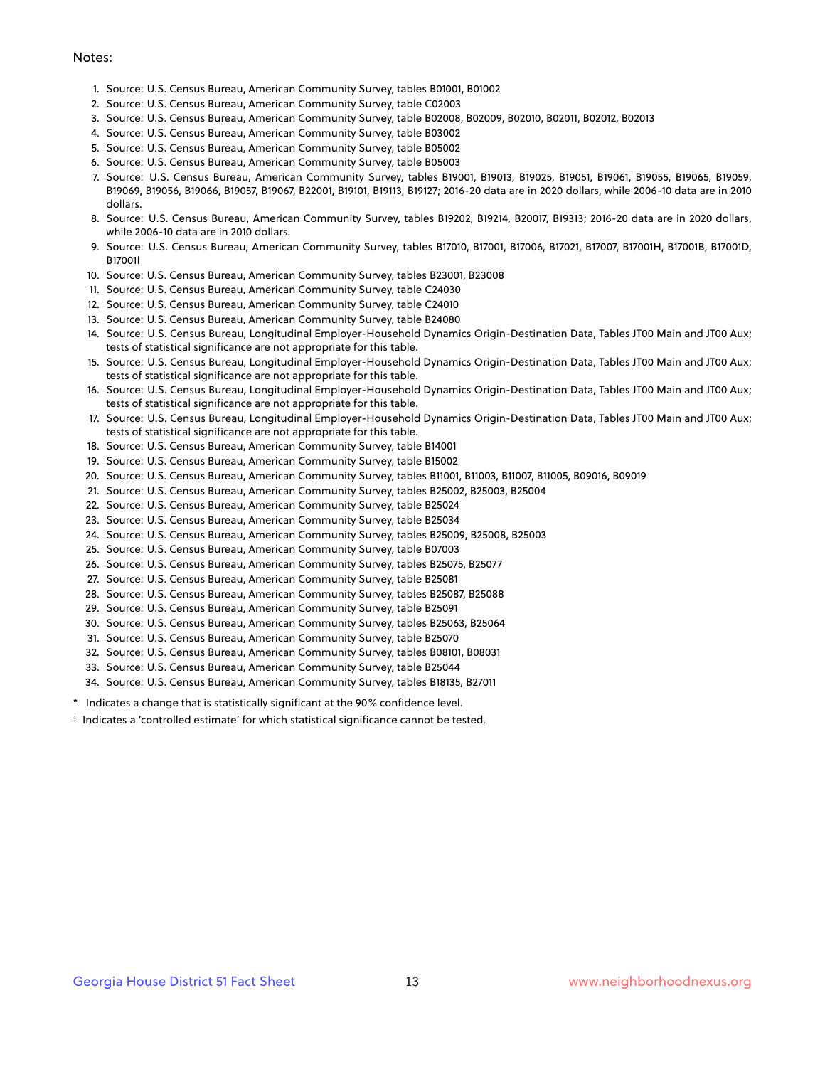Notes:

1. Source: U.S. Census Bureau, American Community Survey, tables B01001, B01002
2. Source: U.S. Census Bureau, American Community Survey, table C02003
3. Source: U.S. Census Bureau, American Community Survey, table B02008, B02009, B02010, B02011, B02012, B02013
4. Source: U.S. Census Bureau, American Community Survey, table B03002
5. Source: U.S. Census Bureau, American Community Survey, table B05002
6. Source: U.S. Census Bureau, American Community Survey, table B05003
7. Source: U.S. Census Bureau, American Community Survey, tables B19001, B19013, B19025, B19051, B19061, B19055, B19065, B19059, B19069, B19056, B19066, B19057, B19067, B22001, B19101, B19113, B19127; 2016-20 data are in 2020 dollars, while 2006-10 data are in 2010 dollars.
8. Source: U.S. Census Bureau, American Community Survey, tables B19202, B19214, B20017, B19313; 2016-20 data are in 2020 dollars, while 2006-10 data are in 2010 dollars.
9. Source: U.S. Census Bureau, American Community Survey, tables B17010, B17001, B17006, B17021, B17007, B17001H, B17001B, B17001D, B17001I
10. Source: U.S. Census Bureau, American Community Survey, tables B23001, B23008
11. Source: U.S. Census Bureau, American Community Survey, table C24030
12. Source: U.S. Census Bureau, American Community Survey, table C24010
13. Source: U.S. Census Bureau, American Community Survey, table B24080
14. Source: U.S. Census Bureau, Longitudinal Employer-Household Dynamics Origin-Destination Data, Tables JT00 Main and JT00 Aux; tests of statistical significance are not appropriate for this table.
15. Source: U.S. Census Bureau, Longitudinal Employer-Household Dynamics Origin-Destination Data, Tables JT00 Main and JT00 Aux; tests of statistical significance are not appropriate for this table.
16. Source: U.S. Census Bureau, Longitudinal Employer-Household Dynamics Origin-Destination Data, Tables JT00 Main and JT00 Aux; tests of statistical significance are not appropriate for this table.
17. Source: U.S. Census Bureau, Longitudinal Employer-Household Dynamics Origin-Destination Data, Tables JT00 Main and JT00 Aux; tests of statistical significance are not appropriate for this table.
18. Source: U.S. Census Bureau, American Community Survey, table B14001
19. Source: U.S. Census Bureau, American Community Survey, table B15002
20. Source: U.S. Census Bureau, American Community Survey, tables B11001, B11003, B11007, B11005, B09016, B09019
21. Source: U.S. Census Bureau, American Community Survey, tables B25002, B25003, B25004
22. Source: U.S. Census Bureau, American Community Survey, table B25024
23. Source: U.S. Census Bureau, American Community Survey, table B25034
24. Source: U.S. Census Bureau, American Community Survey, tables B25009, B25008, B25003
25. Source: U.S. Census Bureau, American Community Survey, table B07003
26. Source: U.S. Census Bureau, American Community Survey, tables B25075, B25077
27. Source: U.S. Census Bureau, American Community Survey, table B25081
28. Source: U.S. Census Bureau, American Community Survey, tables B25087, B25088
29. Source: U.S. Census Bureau, American Community Survey, table B25091
30. Source: U.S. Census Bureau, American Community Survey, tables B25063, B25064
31. Source: U.S. Census Bureau, American Community Survey, table B25070
32. Source: U.S. Census Bureau, American Community Survey, tables B08101, B08031
33. Source: U.S. Census Bureau, American Community Survey, table B25044
34. Source: U.S. Census Bureau, American Community Survey, tables B18135, B27011

\* Indicates a change that is statistically significant at the 90% confidence level.

† Indicates a 'controlled estimate' for which statistical significance cannot be tested.